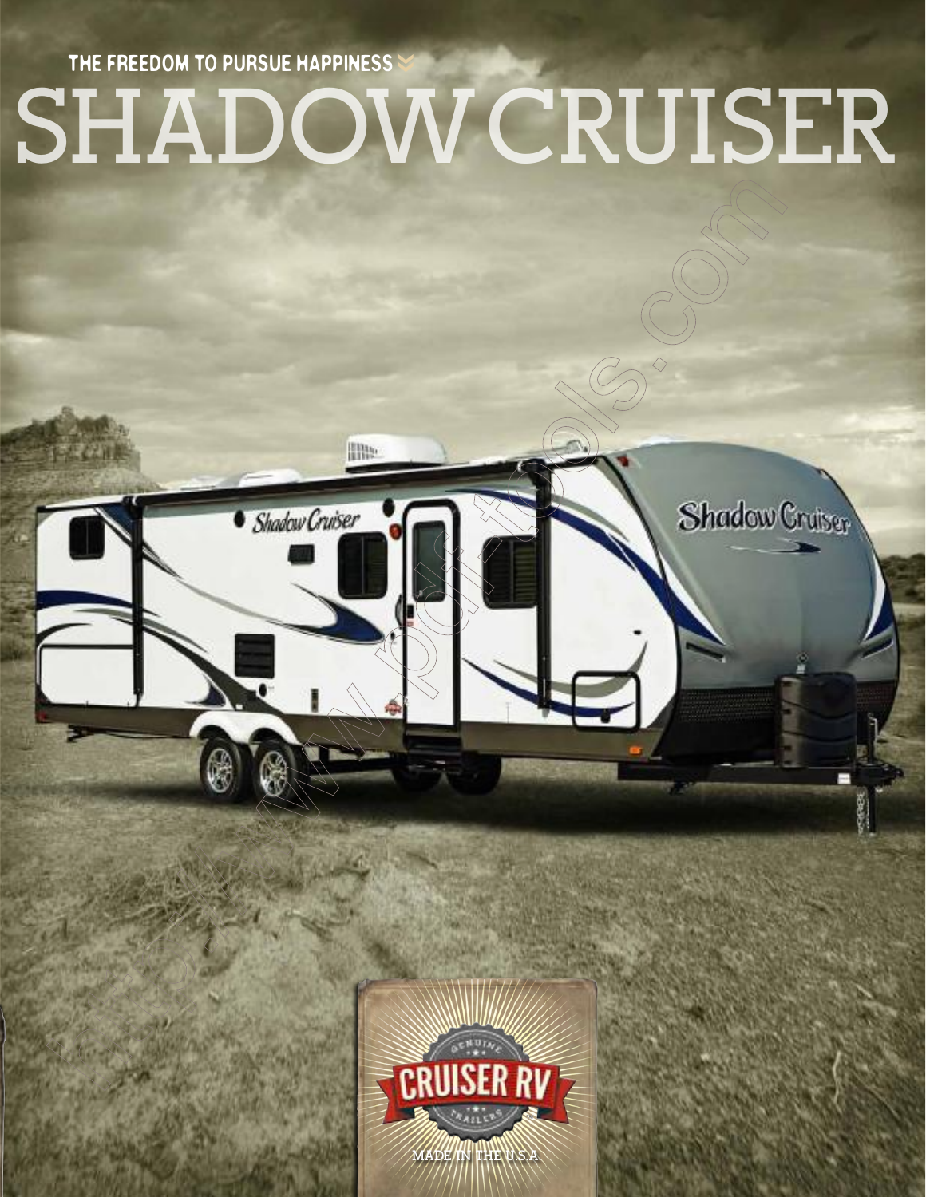THE FREEDOM TO PURSUE HAPPINESS

# SHADOW CRUISER

CRUISER RV

GENUINE TRAILERS

MADE IN THE U.S.A.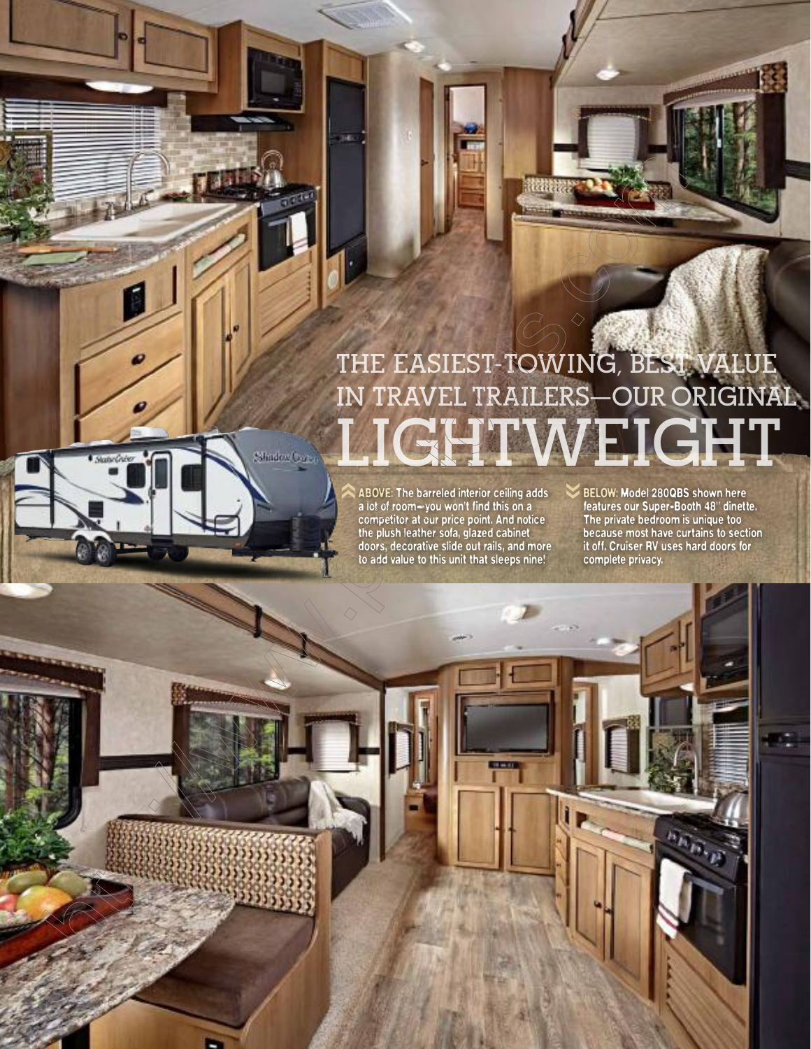# THE EASIEST-TOWING, BEST VALUE IN TRAVEL TRAILERS—OUR ORIGINAL LIGHTWEIGHT

**ABOVE:** The barreled interior ceiling adds a lot of room—you won't find this on a competitor at our price point. And notice the plush leather sofa, glazed cabinet doors, decorative slide out rails, and more to add value to this unit that sleeps nine!

**BELOW:** Model 280QBS shown here features our Super-Booth 48" dinette. The private bedroom is unique too because most have curtains to section it off. Cruiser RV uses hard doors for complete privacy.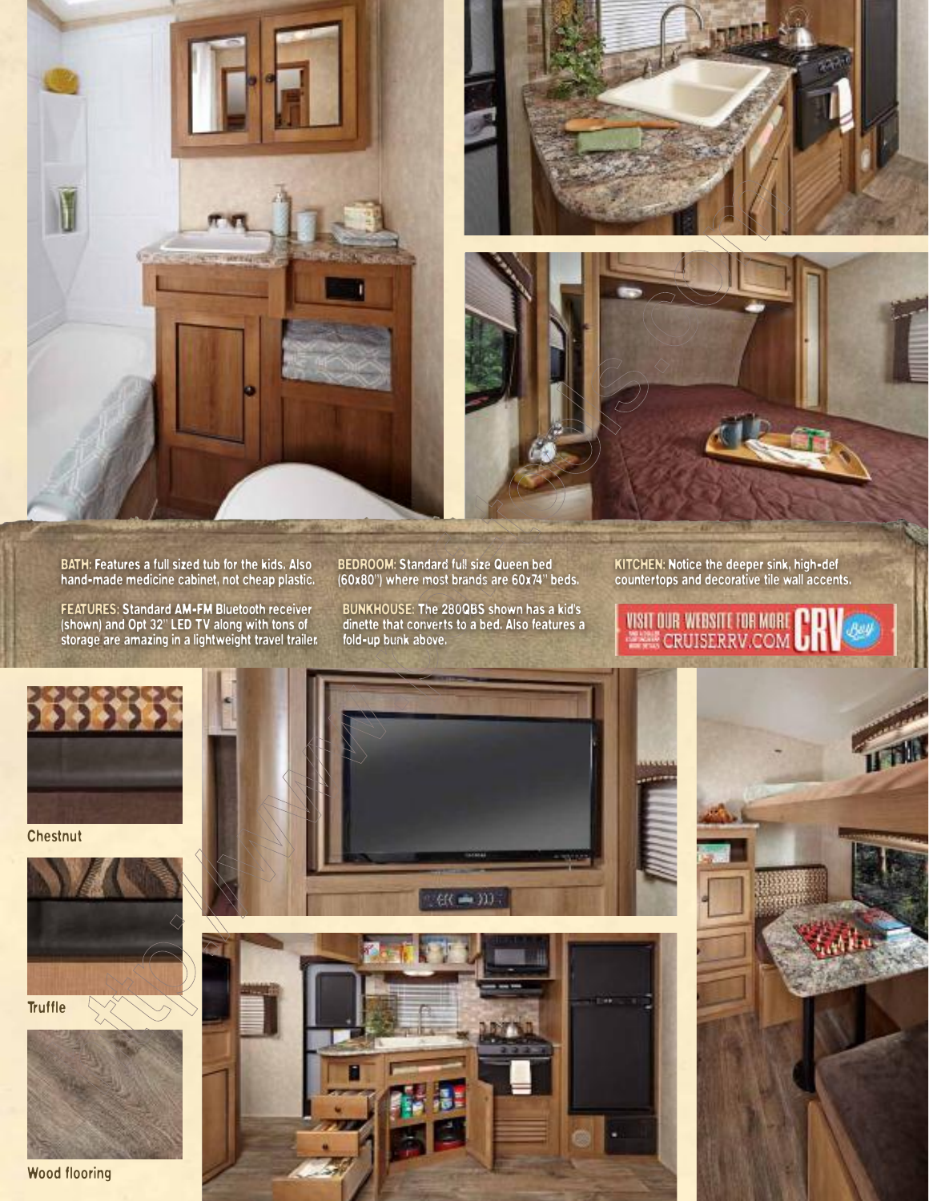**BATH:** Features a full sized tub for the kids. Also hand-made medicine cabinet, not cheap plastic.

**FEATURES:** Standard **AM-FM** Bluetooth receiver (shown) and Opt 32" **LED TV** along with tons of storage are amazing in a lightweight travel trailer.

**BEDROOM:** Standard full size Queen bed (60x80") where most brands are 60x74" beds.

**BUNKHOUSE:** The 280QBS shown has a kid's dinette that converts to a bed. Also features a fold-up bunk above.

**KITCHEN:** Notice the deeper sink, high-def countertops and decorative tile wall accents.

VISIT OUR WEBSITE FOR MORE CRUISERRV.COM

Chestnut

Truffle

Wood flooring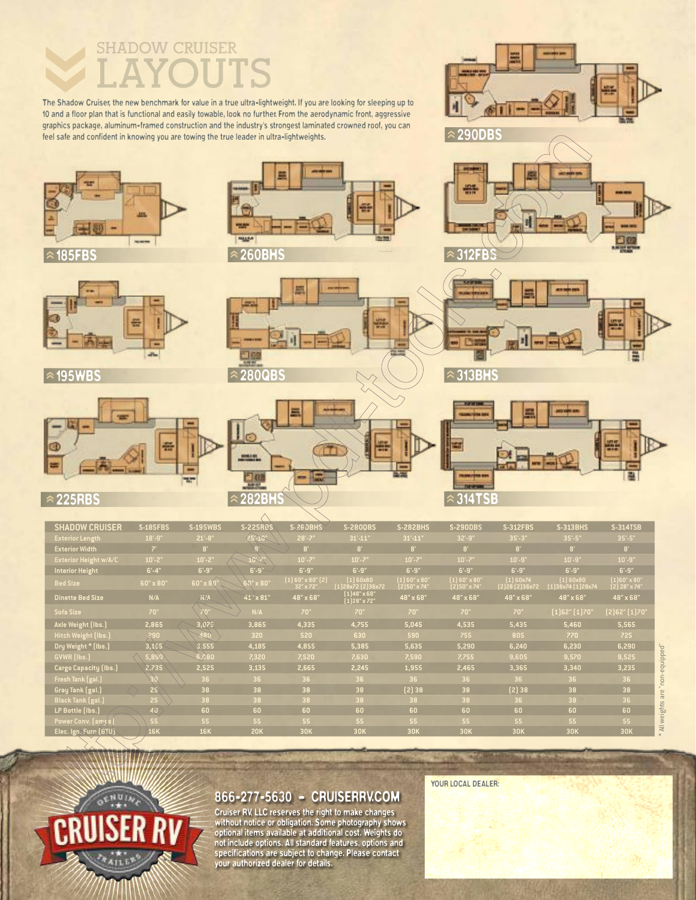# SHADOW CRUISER LAYOUTS

The Shadow Cruiser, the new benchmark for value in a true ultra-lightweight. If you are looking for sleeping up to 10 and a floor plan that is functional and easily towable, look no further. From the aerodynamic front, aggressive graphics package, aluminum-framed construction and the industry's strongest laminated crowned roof, you can feel safe and confident in knowing you are towing the true leader in ultra-lightweights.

290DBS

185FBS

260BHS

312FBS

195WBS

280QBS

313BHS

225RBS

282BHS

314TSB

| SHADOW CRUISER | S-185FBS | S-195WBS | S-225RBS | S-260BHS | S-280QBS | S-282BHS | S-290DBS | S-312FBS | S-313BHS | S-314TSB |
|---|---|---|---|---|---|---|---|---|---|---|
| Exterior Length | 18'-9" | 21'-8" | 25'-10" | 28'-7" | 31'-11" | 31'-11" | 32'-9" | 35'-3" | 35'-5" | 35'-5" |
| Exterior Width | 7' | 8' | 8' | 8' | 8' | 8' | 8' | 8' | 8' | 8' |
| Exterior Height w/A/C | 10'-2" | 10'-2" | 10'-2" | 10'-7" | 10'-7" | 10'-7" | 10'-7" | 10'-9" | 10'-9" | 10'-9" |
| Interior Height | 6'-4" | 6'-9" | 6'-9" | 6'-9" | 6'-9" | 6'-9" | 6'-9" | 6'-9" | 6'-9" | 6'-9" |
| Bed Size | 60" x 80" | 60" x 80" | 60" x 80" | (1) 60" x 80" (2) 32" x 72" | (1) 60x80 (1)28x72 (2)36x72 | (1) 60" x 80" (2)50" x 74" | (1) 60" x 80" (2)50" x 74" | (1) 60x74 (2)28 (2)36x72 | (1) 60x80 (1)38x74 (1)28x74 | (1)60" x 80" (2) 28" x 74" |
| Dinette Bed Size | N/A | N/A | 41" x 81" | 48" x 68" | (1)48" x 68" (1)28" x 72" | 48" x 68" | 48" x 68" | 48" x 68" | 48" x 68" | 48" x 68" |
| Sofa Size | 70" | 70" | N/A | 70" | 70" | 70" | 70" | 70" | (1)62" (1)70" | (2)62" (1)70" |
| Axle Weight (lbs.) | 2,865 | 3,075 | 3,865 | 4,335 | 4,755 | 5,045 | 4,535 | 5,435 | 5,460 | 5,565 |
| Hitch Weight (lbs.) | 290 | 480 | 320 | 520 | 630 | 590 | 755 | 805 | 770 | 725 |
| Dry Weight * (lbs.) | 3,155 | 3,555 | 4,185 | 4,855 | 5,385 | 5,635 | 5,290 | 6,240 | 6,230 | 6,290 |
| GVWR (lbs.) | 5,890 | 6,080 | 7,320 | 7,520 | 7,630 | 7,590 | 7,755 | 9,605 | 9,570 | 9,525 |
| Cargo Capacity (lbs.) | 2,735 | 2,525 | 3,135 | 2,665 | 2,245 | 1,955 | 2,465 | 3,365 | 3,340 | 3,235 |
| Fresh Tank (gal.) | 30 | 36 | 36 | 36 | 36 | 36 | 36 | 36 | 36 | 36 |
| Gray Tank (gal.) | 25 | 38 | 38 | 38 | 38 | (2) 38 | 38 | (2) 38 | 38 | 38 |
| Black Tank (gal.) | 25 | 38 | 38 | 38 | 38 | 38 | 38 | 36 | 38 | 36 |
| LP Bottle (lbs.) | 40 | 60 | 60 | 60 | 60 | 60 | 60 | 60 | 60 | 60 |
| Power Conv. (amps) | 55 | 55 | 55 | 55 | 55 | 55 | 55 | 55 | 55 | 55 |
| Elec. Ign. Furn (BTU) | 16K | 16K | 20K | 30K | 30K | 30K | 30K | 30K | 30K | 30K |

\* All weights are "non-equipped"

CRUISER RV — GENUINE TRAILERS

**866-277-5630 - CRUISERRV.COM**

Cruiser RV, LLC reserves the right to make changes without notice or obligation. Some photography shows optional items available at additional cost. Weights do not include options. All standard features, options and specifications are subject to change. Please contact your authorized dealer for details.

YOUR LOCAL DEALER: